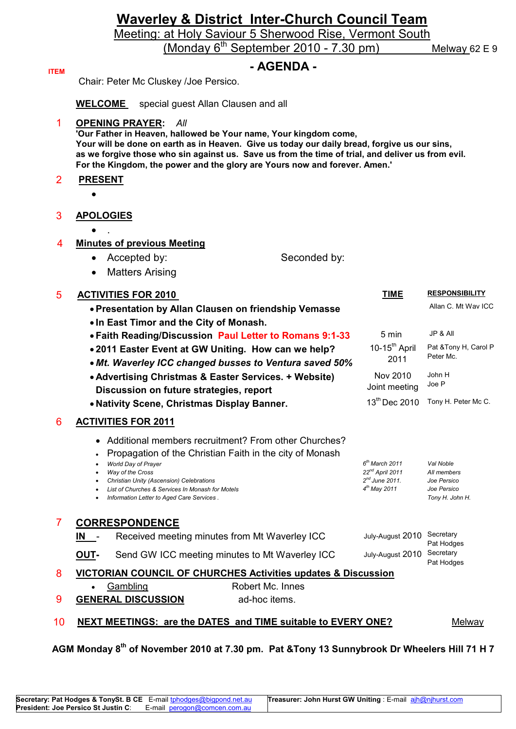# Waverley & District Inter-Church Council Team

Meeting: at Holy Saviour 5 Sherwood Rise, Vermont South

(Monday 6th September 2010 - 7.30 pm) Melway 62 E 9

## - AGENDA -

**ITEM**

Chair: Peter Mc Cluskey /Joe Persico.

**WELCOME** special guest Allan Clausen and all

1 **OPENING PRAYER:** *All*

**'Our Father in Heaven, hallowed be Your name, Your kingdom come, Your will be done on earth as in Heaven. Give us today our daily bread, forgive us our sins, as we forgive those who sin against us. Save us from the time of trial, and deliver us from evil. For the Kingdom, the power and the glory are Yours now and forever. Amen.'**

2 **PRESENT**

- 

3 **APOLOGIES**

- .

4 **Minutes of previous Meeting**

- Accepted by: Seconded by:
- Matters Arising

5 **ACTIVITIES FOR 2010**

| | TIME | RESPONSIBILITY |
|---|---|---|
| • **Presentation by Allan Clausen on friendship Vemasse** | | Allan C. Mt Wav ICC |
| • **In East Timor and the City of Monash.** | | |
| • **Faith Reading/Discussion Paul Letter to Romans 9:1-33** | 5 min | JP & All |
| • **2011 Easter Event at GW Uniting. How can we help?** | 10-15th April 2011 | Pat &Tony H, Carol P Peter Mc. |
| • ***Mt. Waverley ICC changed busses to Ventura saved 50%*** | | |
| • **Advertising Christmas & Easter Services. + Website) Discussion on future strategies, report** | Nov 2010 Joint meeting | John H Joe P |
| • **Nativity Scene, Christmas Display Banner.** | 13th Dec 2010 | Tony H. Peter Mc C. |

6 **ACTIVITIES FOR 2011**

- Additional members recruitment? From other Churches?
- Propagation of the Christian Faith in the city of Monash

| | | |
|---|---|---|
| • *World Day of Prayer* | *6th March 2011* | *Val Noble* |
| • *Way of the Cross* | *22nd April 2011* | *All members* |
| • *Christian Unity (Ascension) Celebrations* | *2nd June 2011.* | *Joe Persico* |
| • *List of Churches & Services In Monash for Motels* | *4th May 2011* | *Joe Persico* |
| • *Information Letter to Aged Care Services .* | | *Tony H. John H.* |

7 **CORRESPONDENCE**

| | | | |
|---|---|---|---|
| **IN** - | Received meeting minutes from Mt Waverley ICC | July-August 2010 | Secretary Pat Hodges |
| **OUT**- | Send GW ICC meeting minutes to Mt Waverley ICC | July-August 2010 | Secretary Pat Hodges |

8 **VICTORIAN COUNCIL OF CHURCHES Activities updates & Discussion**

- Gambling Robert Mc. Innes

9 **GENERAL DISCUSSION** ad-hoc items.

10 **NEXT MEETINGS: are the DATES and TIME suitable to EVERY ONE?** Melway

**AGM Monday 8th of November 2010 at 7.30 pm. Pat &Tony 13 Sunnybrook Dr Wheelers Hill 71 H 7**

| | |
|---|---|
| **Secretary: Pat Hodges & TonySt. B CE** E-mail tphodges@bigpond.net.au **President: Joe Persico St Justin C**: E-mail perogon@comcen.com.au | **Treasurer: John Hurst GW Uniting** : E-mail ajh@njhurst.com |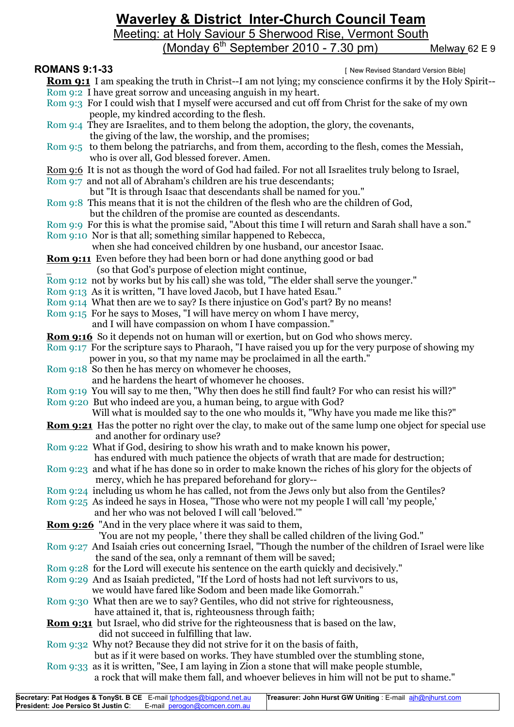# Waverley & District Inter-Church Council Team

Meeting: at Holy Saviour 5 Sherwood Rise, Vermont South

(Monday 6th September 2010 - 7.30 pm) Melway 62 E 9

**ROMANS 9:1-33** [ New Revised Standard Version Bible]

**Rom 9:1** I am speaking the truth in Christ--I am not lying; my conscience confirms it by the Holy Spirit--
Rom 9:2 I have great sorrow and unceasing anguish in my heart.
Rom 9:3 For I could wish that I myself were accursed and cut off from Christ for the sake of my own people, my kindred according to the flesh.
Rom 9:4 They are Israelites, and to them belong the adoption, the glory, the covenants, the giving of the law, the worship, and the promises;
Rom 9:5 to them belong the patriarchs, and from them, according to the flesh, comes the Messiah, who is over all, God blessed forever. Amen.
Rom 9:6 It is not as though the word of God had failed. For not all Israelites truly belong to Israel,
Rom 9:7 and not all of Abraham's children are his true descendants; but "It is through Isaac that descendants shall be named for you."
Rom 9:8 This means that it is not the children of the flesh who are the children of God, but the children of the promise are counted as descendants.
Rom 9:9 For this is what the promise said, "About this time I will return and Sarah shall have a son."
Rom 9:10 Nor is that all; something similar happened to Rebecca, when she had conceived children by one husband, our ancestor Isaac.
**Rom 9:11** Even before they had been born or had done anything good or bad (so that God's purpose of election might continue,
Rom 9:12 not by works but by his call) she was told, "The elder shall serve the younger."
Rom 9:13 As it is written, "I have loved Jacob, but I have hated Esau."
Rom 9:14 What then are we to say? Is there injustice on God's part? By no means!
Rom 9:15 For he says to Moses, "I will have mercy on whom I have mercy, and I will have compassion on whom I have compassion."
**Rom 9:16** So it depends not on human will or exertion, but on God who shows mercy.
Rom 9:17 For the scripture says to Pharaoh, "I have raised you up for the very purpose of showing my power in you, so that my name may be proclaimed in all the earth."
Rom 9:18 So then he has mercy on whomever he chooses, and he hardens the heart of whomever he chooses.
Rom 9:19 You will say to me then, "Why then does he still find fault? For who can resist his will?"
Rom 9:20 But who indeed are you, a human being, to argue with God? Will what is moulded say to the one who moulds it, "Why have you made me like this?"
**Rom 9:21** Has the potter no right over the clay, to make out of the same lump one object for special use and another for ordinary use?
Rom 9:22 What if God, desiring to show his wrath and to make known his power, has endured with much patience the objects of wrath that are made for destruction;
Rom 9:23 and what if he has done so in order to make known the riches of his glory for the objects of mercy, which he has prepared beforehand for glory--
Rom 9:24 including us whom he has called, not from the Jews only but also from the Gentiles?
Rom 9:25 As indeed he says in Hosea, "Those who were not my people I will call 'my people,' and her who was not beloved I will call 'beloved.'"
**Rom 9:26** "And in the very place where it was said to them, 'You are not my people, ' there they shall be called children of the living God."
Rom 9:27 And Isaiah cries out concerning Israel, "Though the number of the children of Israel were like the sand of the sea, only a remnant of them will be saved;
Rom 9:28 for the Lord will execute his sentence on the earth quickly and decisively."
Rom 9:29 And as Isaiah predicted, "If the Lord of hosts had not left survivors to us, we would have fared like Sodom and been made like Gomorrah."
Rom 9:30 What then are we to say? Gentiles, who did not strive for righteousness, have attained it, that is, righteousness through faith;
**Rom 9:31** but Israel, who did strive for the righteousness that is based on the law, did not succeed in fulfilling that law.
Rom 9:32 Why not? Because they did not strive for it on the basis of faith, but as if it were based on works. They have stumbled over the stumbling stone,
Rom 9:33 as it is written, "See, I am laying in Zion a stone that will make people stumble, a rock that will make them fall, and whoever believes in him will not be put to shame."

| | |
|---|---|
| **Secretary: Pat Hodges & TonySt. B CE** E-mail tphodges@bigpond.net.au<br>**President: Joe Persico St Justin C**: E-mail perogon@comcen.com.au | **Treasurer: John Hurst GW Uniting** : E-mail ajh@njhurst.com |